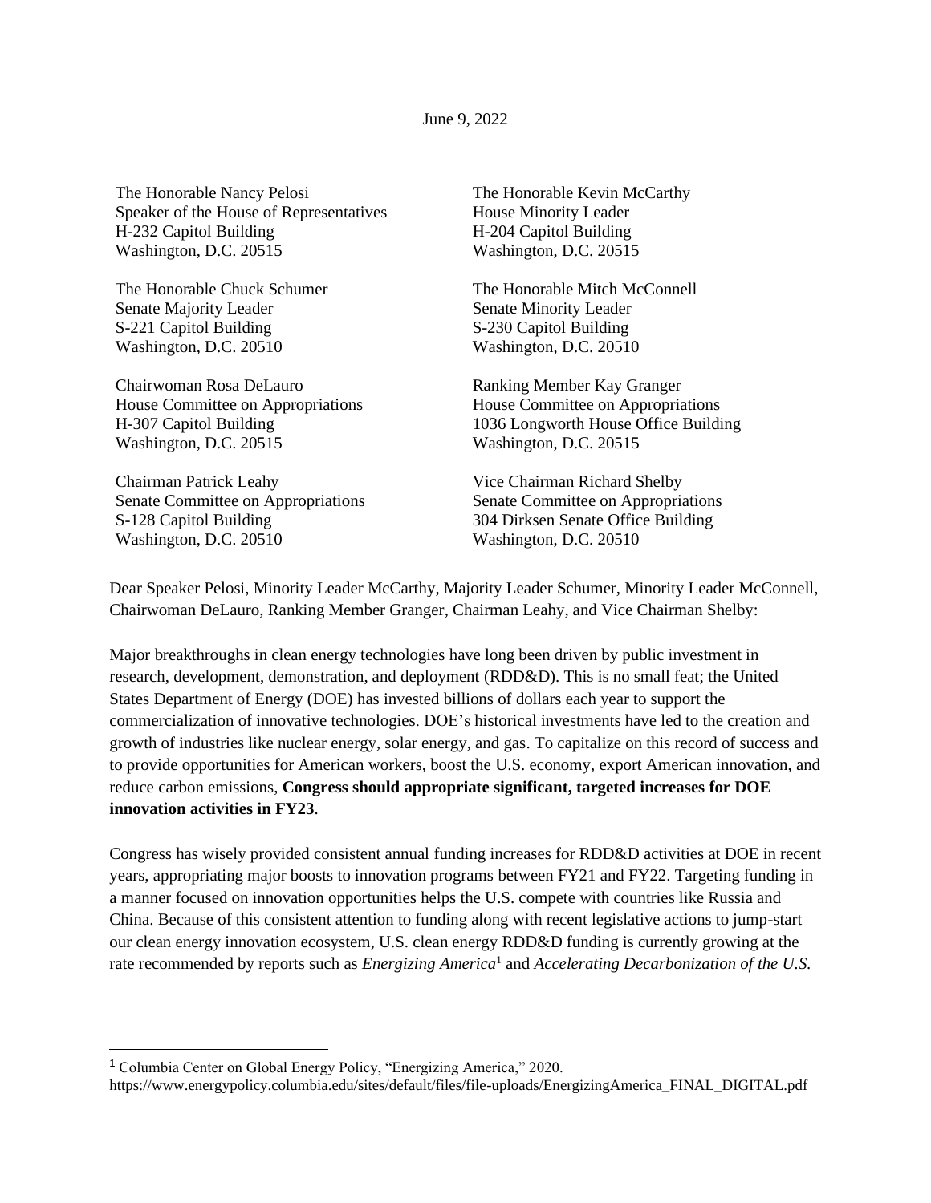June 9, 2022

The Honorable Nancy Pelosi
Speaker of the House of Representatives
H-232 Capitol Building
Washington, D.C. 20515

The Honorable Kevin McCarthy
House Minority Leader
H-204 Capitol Building
Washington, D.C. 20515

The Honorable Chuck Schumer
Senate Majority Leader
S-221 Capitol Building
Washington, D.C. 20510

The Honorable Mitch McConnell
Senate Minority Leader
S-230 Capitol Building
Washington, D.C. 20510

Chairwoman Rosa DeLauro
House Committee on Appropriations
H-307 Capitol Building
Washington, D.C. 20515

Ranking Member Kay Granger
House Committee on Appropriations
1036 Longworth House Office Building
Washington, D.C. 20515

Chairman Patrick Leahy
Senate Committee on Appropriations
S-128 Capitol Building
Washington, D.C. 20510

Vice Chairman Richard Shelby
Senate Committee on Appropriations
304 Dirksen Senate Office Building
Washington, D.C. 20510

Dear Speaker Pelosi, Minority Leader McCarthy, Majority Leader Schumer, Minority Leader McConnell, Chairwoman DeLauro, Ranking Member Granger, Chairman Leahy, and Vice Chairman Shelby:

Major breakthroughs in clean energy technologies have long been driven by public investment in research, development, demonstration, and deployment (RDD&D). This is no small feat; the United States Department of Energy (DOE) has invested billions of dollars each year to support the commercialization of innovative technologies. DOE's historical investments have led to the creation and growth of industries like nuclear energy, solar energy, and gas. To capitalize on this record of success and to provide opportunities for American workers, boost the U.S. economy, export American innovation, and reduce carbon emissions, **Congress should appropriate significant, targeted increases for DOE innovation activities in FY23**.

Congress has wisely provided consistent annual funding increases for RDD&D activities at DOE in recent years, appropriating major boosts to innovation programs between FY21 and FY22. Targeting funding in a manner focused on innovation opportunities helps the U.S. compete with countries like Russia and China. Because of this consistent attention to funding along with recent legislative actions to jump-start our clean energy innovation ecosystem, U.S. clean energy RDD&D funding is currently growing at the rate recommended by reports such as *Energizing America*[1] and *Accelerating Decarbonization of the U.S.*

---

[1] Columbia Center on Global Energy Policy, "Energizing America," 2020. https://www.energypolicy.columbia.edu/sites/default/files/file-uploads/EnergizingAmerica_FINAL_DIGITAL.pdf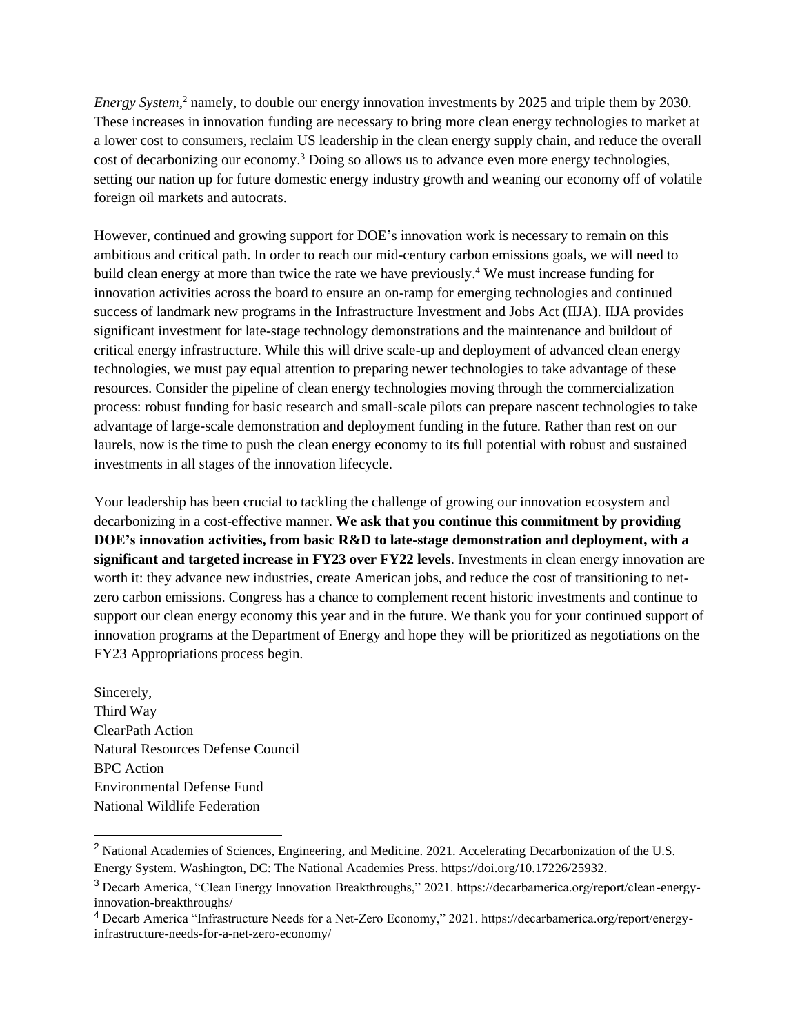*Energy System*,[2] namely, to double our energy innovation investments by 2025 and triple them by 2030. These increases in innovation funding are necessary to bring more clean energy technologies to market at a lower cost to consumers, reclaim US leadership in the clean energy supply chain, and reduce the overall cost of decarbonizing our economy.[3] Doing so allows us to advance even more energy technologies, setting our nation up for future domestic energy industry growth and weaning our economy off of volatile foreign oil markets and autocrats.

However, continued and growing support for DOE's innovation work is necessary to remain on this ambitious and critical path. In order to reach our mid-century carbon emissions goals, we will need to build clean energy at more than twice the rate we have previously.[4] We must increase funding for innovation activities across the board to ensure an on-ramp for emerging technologies and continued success of landmark new programs in the Infrastructure Investment and Jobs Act (IIJA). IIJA provides significant investment for late-stage technology demonstrations and the maintenance and buildout of critical energy infrastructure. While this will drive scale-up and deployment of advanced clean energy technologies, we must pay equal attention to preparing newer technologies to take advantage of these resources. Consider the pipeline of clean energy technologies moving through the commercialization process: robust funding for basic research and small-scale pilots can prepare nascent technologies to take advantage of large-scale demonstration and deployment funding in the future. Rather than rest on our laurels, now is the time to push the clean energy economy to its full potential with robust and sustained investments in all stages of the innovation lifecycle.

Your leadership has been crucial to tackling the challenge of growing our innovation ecosystem and decarbonizing in a cost-effective manner. **We ask that you continue this commitment by providing DOE's innovation activities, from basic R&D to late-stage demonstration and deployment, with a significant and targeted increase in FY23 over FY22 levels**. Investments in clean energy innovation are worth it: they advance new industries, create American jobs, and reduce the cost of transitioning to net-zero carbon emissions. Congress has a chance to complement recent historic investments and continue to support our clean energy economy this year and in the future. We thank you for your continued support of innovation programs at the Department of Energy and hope they will be prioritized as negotiations on the FY23 Appropriations process begin.

Sincerely,
Third Way
ClearPath Action
Natural Resources Defense Council
BPC Action
Environmental Defense Fund
National Wildlife Federation

---

[2] National Academies of Sciences, Engineering, and Medicine. 2021. Accelerating Decarbonization of the U.S. Energy System. Washington, DC: The National Academies Press. https://doi.org/10.17226/25932.

[3] Decarb America, "Clean Energy Innovation Breakthroughs," 2021. https://decarbamerica.org/report/clean-energy-innovation-breakthroughs/

[4] Decarb America "Infrastructure Needs for a Net-Zero Economy," 2021. https://decarbamerica.org/report/energy-infrastructure-needs-for-a-net-zero-economy/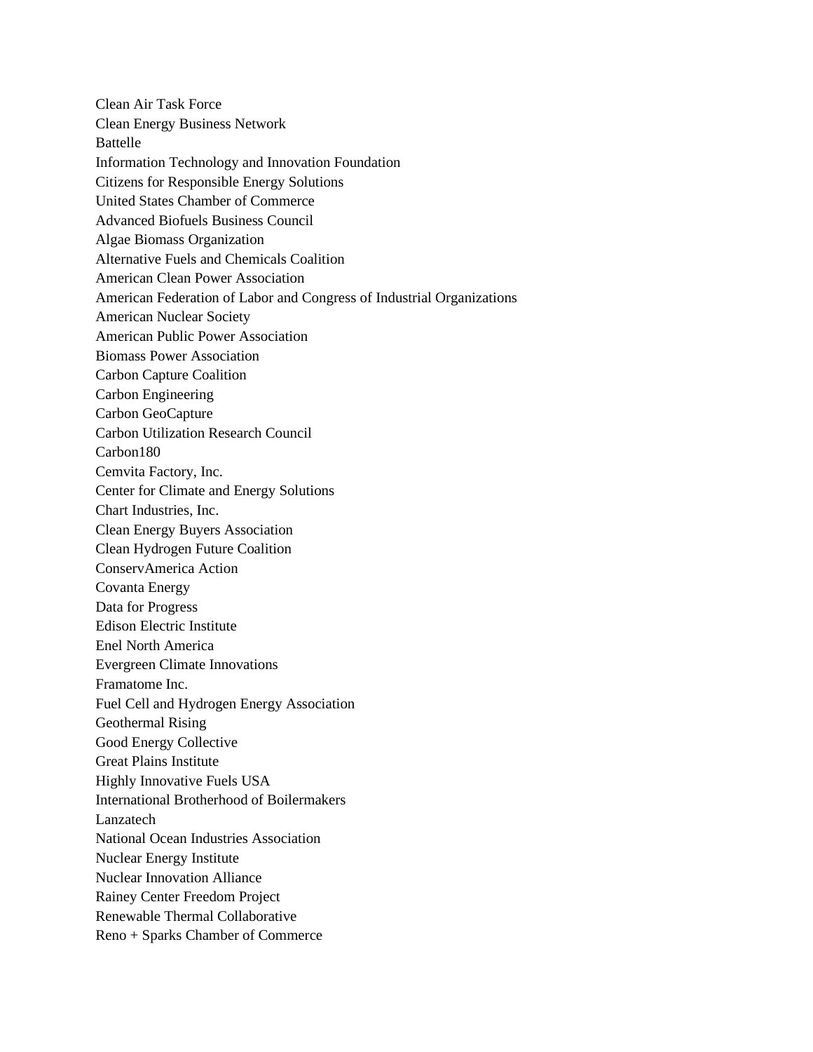Clean Air Task Force
Clean Energy Business Network
Battelle
Information Technology and Innovation Foundation
Citizens for Responsible Energy Solutions
United States Chamber of Commerce
Advanced Biofuels Business Council
Algae Biomass Organization
Alternative Fuels and Chemicals Coalition
American Clean Power Association
American Federation of Labor and Congress of Industrial Organizations
American Nuclear Society
American Public Power Association
Biomass Power Association
Carbon Capture Coalition
Carbon Engineering
Carbon GeoCapture
Carbon Utilization Research Council
Carbon180
Cemvita Factory, Inc.
Center for Climate and Energy Solutions
Chart Industries, Inc.
Clean Energy Buyers Association
Clean Hydrogen Future Coalition
ConservAmerica Action
Covanta Energy
Data for Progress
Edison Electric Institute
Enel North America
Evergreen Climate Innovations
Framatome Inc.
Fuel Cell and Hydrogen Energy Association
Geothermal Rising
Good Energy Collective
Great Plains Institute
Highly Innovative Fuels USA
International Brotherhood of Boilermakers
Lanzatech
National Ocean Industries Association
Nuclear Energy Institute
Nuclear Innovation Alliance
Rainey Center Freedom Project
Renewable Thermal Collaborative
Reno + Sparks Chamber of Commerce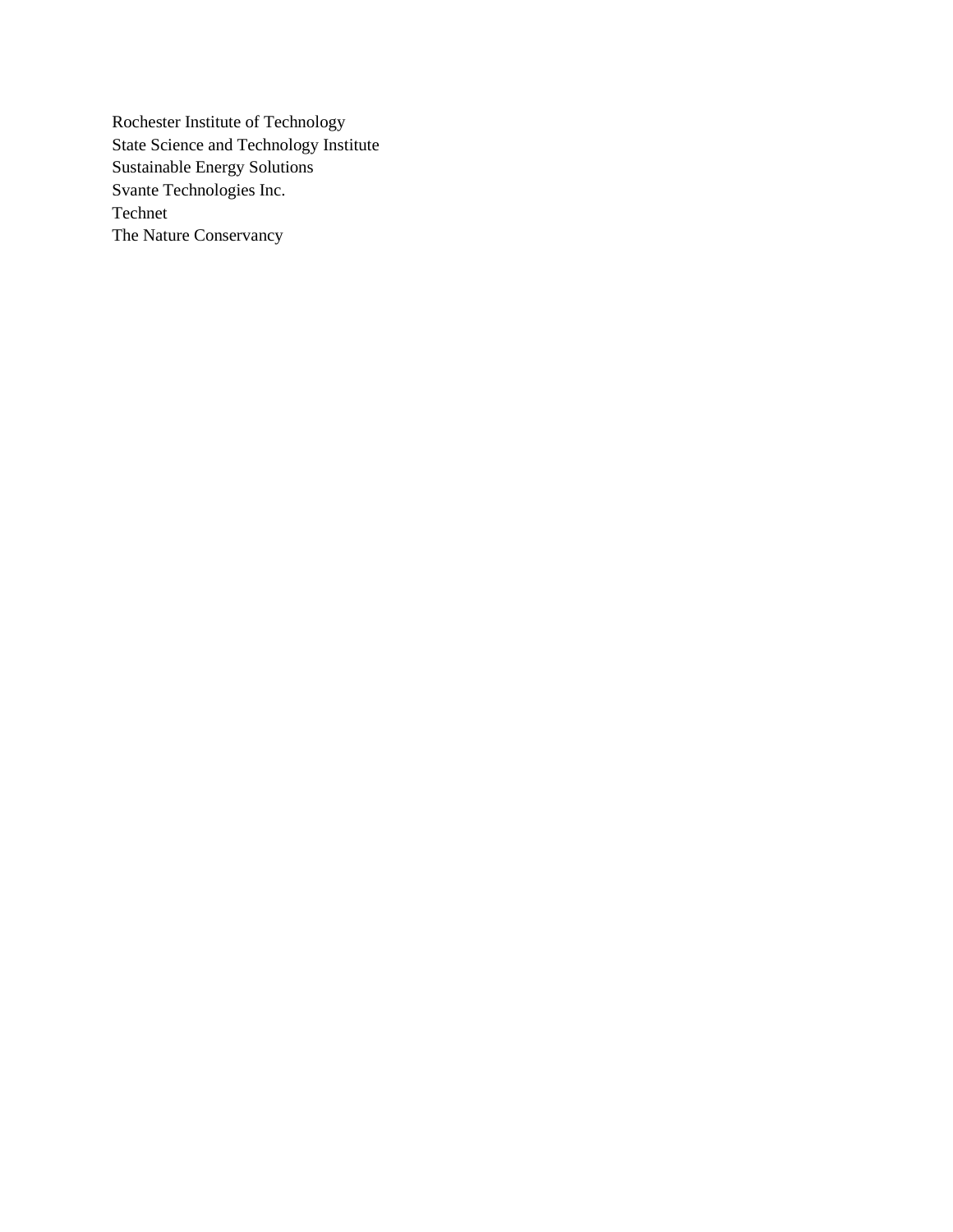Rochester Institute of Technology
State Science and Technology Institute
Sustainable Energy Solutions
Svante Technologies Inc.
Technet
The Nature Conservancy